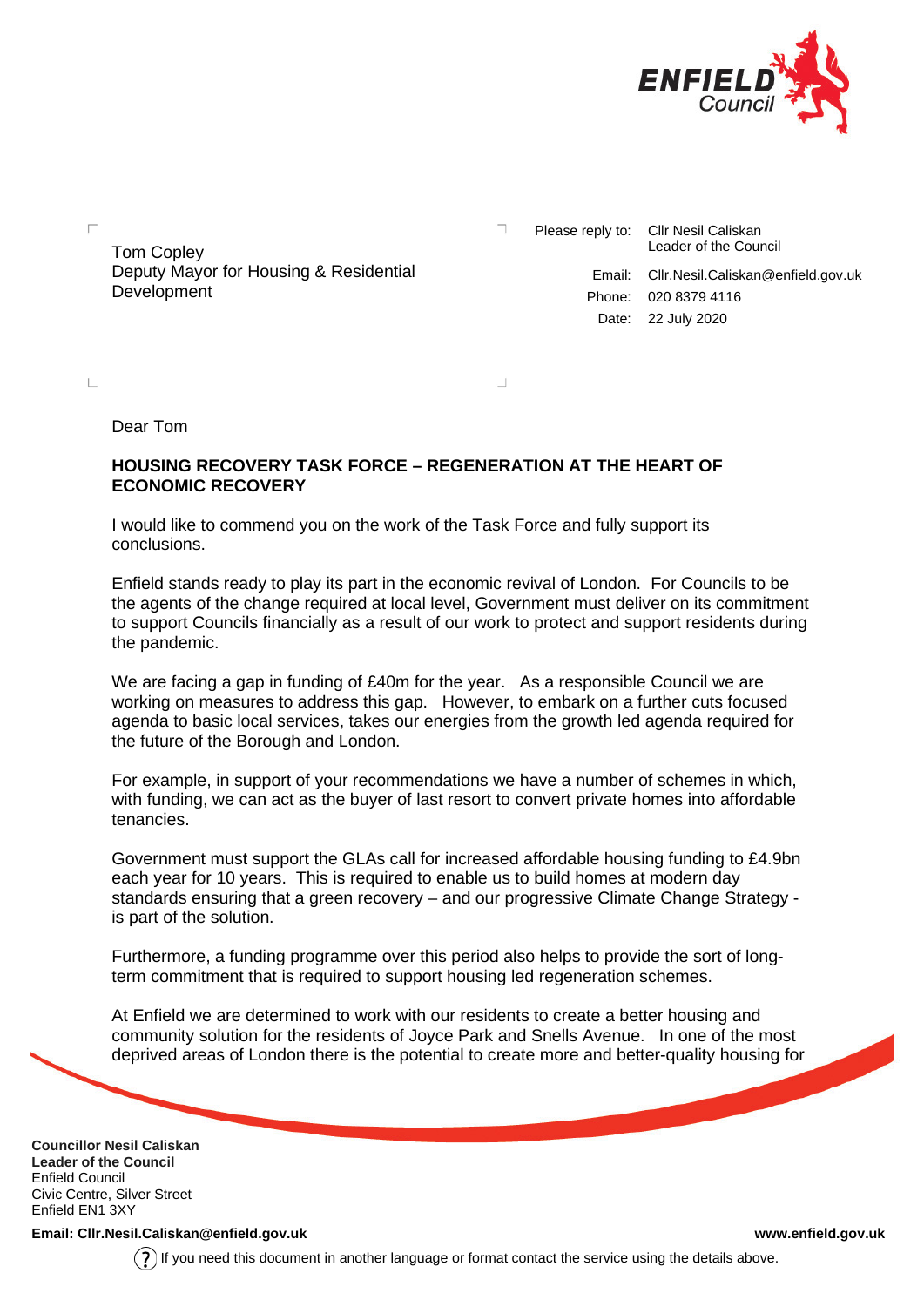Tom Copley
Deputy Mayor for Housing & Residential Development

Please reply to: Cllr Nesil Caliskan
Leader of the Council

Email: Cllr.Nesil.Caliskan@enfield.gov.uk
Phone: 020 8379 4116
Date: 22 July 2020

Dear Tom

**HOUSING RECOVERY TASK FORCE – REGENERATION AT THE HEART OF ECONOMIC RECOVERY**

I would like to commend you on the work of the Task Force and fully support its conclusions.

Enfield stands ready to play its part in the economic revival of London. For Councils to be the agents of the change required at local level, Government must deliver on its commitment to support Councils financially as a result of our work to protect and support residents during the pandemic.

We are facing a gap in funding of £40m for the year. As a responsible Council we are working on measures to address this gap. However, to embark on a further cuts focused agenda to basic local services, takes our energies from the growth led agenda required for the future of the Borough and London.

For example, in support of your recommendations we have a number of schemes in which, with funding, we can act as the buyer of last resort to convert private homes into affordable tenancies.

Government must support the GLAs call for increased affordable housing funding to £4.9bn each year for 10 years. This is required to enable us to build homes at modern day standards ensuring that a green recovery – and our progressive Climate Change Strategy - is part of the solution.

Furthermore, a funding programme over this period also helps to provide the sort of long-term commitment that is required to support housing led regeneration schemes.

At Enfield we are determined to work with our residents to create a better housing and community solution for the residents of Joyce Park and Snells Avenue. In one of the most deprived areas of London there is the potential to create more and better-quality housing for

**Councillor Nesil Caliskan**
**Leader of the Council**
Enfield Council
Civic Centre, Silver Street
Enfield EN1 3XY

**Email: Cllr.Nesil.Caliskan@enfield.gov.uk** **www.enfield.gov.uk**

If you need this document in another language or format contact the service using the details above.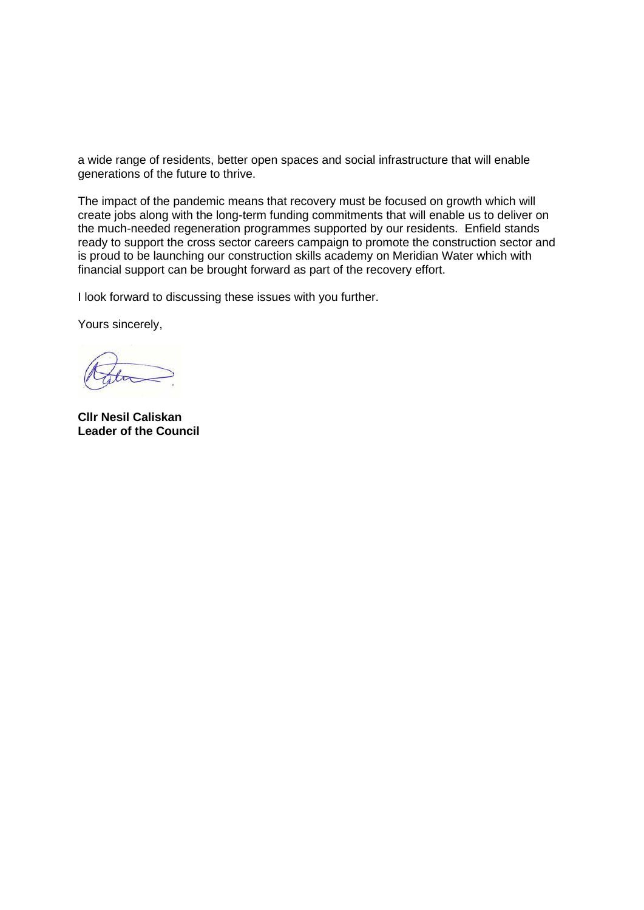a wide range of residents, better open spaces and social infrastructure that will enable generations of the future to thrive.

The impact of the pandemic means that recovery must be focused on growth which will create jobs along with the long-term funding commitments that will enable us to deliver on the much-needed regeneration programmes supported by our residents. Enfield stands ready to support the cross sector careers campaign to promote the construction sector and is proud to be launching our construction skills academy on Meridian Water which with financial support can be brought forward as part of the recovery effort.

I look forward to discussing these issues with you further.

Yours sincerely,

**Cllr Nesil Caliskan**
**Leader of the Council**